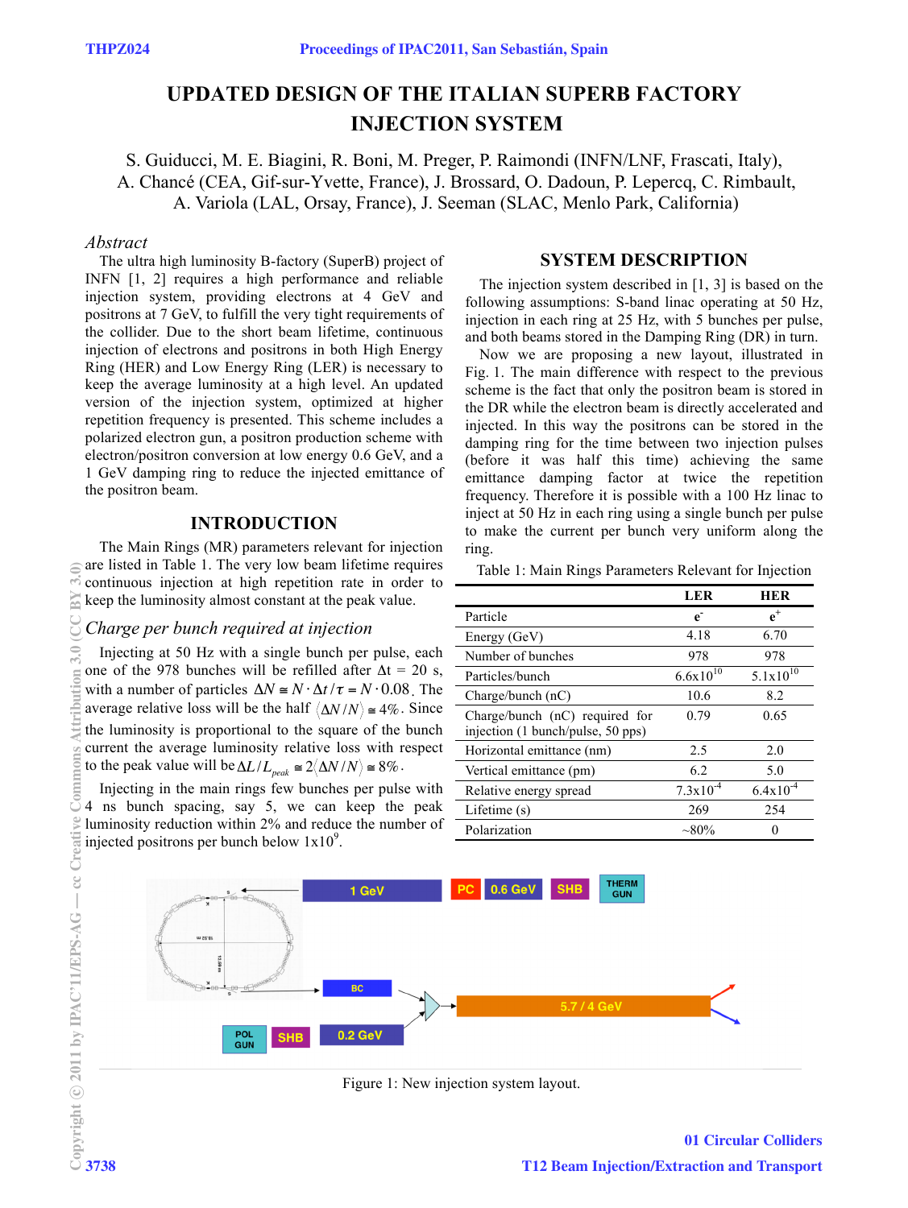# UPDATED DESIGN OF THE ITALIAN SUPERB FACTORY INJECTION SYSTEM

S. Guiducci, M. E. Biagini, R. Boni, M. Preger, P. Raimondi (INFN/LNF, Frascati, Italy), A. Chancé (CEA, Gif-sur-Yvette, France), J. Brossard, O. Dadoun, P. Lepercq, C. Rimbault, A. Variola (LAL, Orsay, France), J. Seeman (SLAC, Menlo Park, California)

## *Abstract*

The ultra high luminosity B-factory (SuperB) project of INFN [1, 2] requires a high performance and reliable injection system, providing electrons at 4 GeV and positrons at 7 GeV, to fulfill the very tight requirements of the collider. Due to the short beam lifetime, continuous injection of electrons and positrons in both High Energy Ring (HER) and Low Energy Ring (LER) is necessary to keep the average luminosity at a high level. An updated version of the injection system, optimized at higher repetition frequency is presented. This scheme includes a polarized electron gun, a positron production scheme with electron/positron conversion at low energy 0.6 GeV, and a 1 GeV damping ring to reduce the injected emittance of the positron beam.

## INTRODUCTION

The Main Rings (MR) parameters relevant for injection are listed in Table 1. The very low beam lifetime requires continuous injection at high repetition rate in order to keep the luminosity almost constant at the peak value.

### *Charge per bunch required at injection*

Injecting at 50 Hz with a single bunch per pulse, each one of the 978 bunches will be refilled after $\Delta t$ = 20 s, with a number of particles $\Delta N \cong N \cdot \Delta t / \tau = N \cdot 0.08$. The average relative loss will be the half $\langle \Delta N / N \rangle \cong 4\%$. Since the luminosity is proportional to the square of the bunch current the average luminosity relative loss with respect to the peak value will be $\Delta L / L_{peak} \cong 2 \langle \Delta N / N \rangle \cong 8\%$.

Injecting in the main rings few bunches per pulse with 4 ns bunch spacing, say 5, we can keep the peak luminosity reduction within 2% and reduce the number of injected positrons per bunch below $1 \times 10^9$.

## SYSTEM DESCRIPTION

The injection system described in [1, 3] is based on the following assumptions: S-band linac operating at 50 Hz, injection in each ring at 25 Hz, with 5 bunches per pulse, and both beams stored in the Damping Ring (DR) in turn.

Now we are proposing a new layout, illustrated in Fig. 1. The main difference with respect to the previous scheme is the fact that only the positron beam is stored in the DR while the electron beam is directly accelerated and injected. In this way the positrons can be stored in the damping ring for the time between two injection pulses (before it was half this time) achieving the same emittance damping factor at twice the repetition frequency. Therefore it is possible with a 100 Hz linac to inject at 50 Hz in each ring using a single bunch per pulse to make the current per bunch very uniform along the ring.

Table 1: Main Rings Parameters Relevant for Injection

| | LER | HER |
|---|---|---|
| Particle | $e^-$ | $e^+$ |
| Energy (GeV) | 4.18 | 6.70 |
| Number of bunches | 978 | 978 |
| Particles/bunch | $6.6 \times 10^{10}$ | $5.1 \times 10^{10}$ |
| Charge/bunch (nC) | 10.6 | 8.2 |
| Charge/bunch (nC) required for injection (1 bunch/pulse, 50 pps) | 0.79 | 0.65 |
| Horizontal emittance (nm) | 2.5 | 2.0 |
| Vertical emittance (pm) | 6.2 | 5.0 |
| Relative energy spread | $7.3 \times 10^{-4}$ | $6.4 \times 10^{-4}$ |
| Lifetime (s) | 269 | 254 |
| Polarization | ~80% | 0 |

Figure 1: New injection system layout.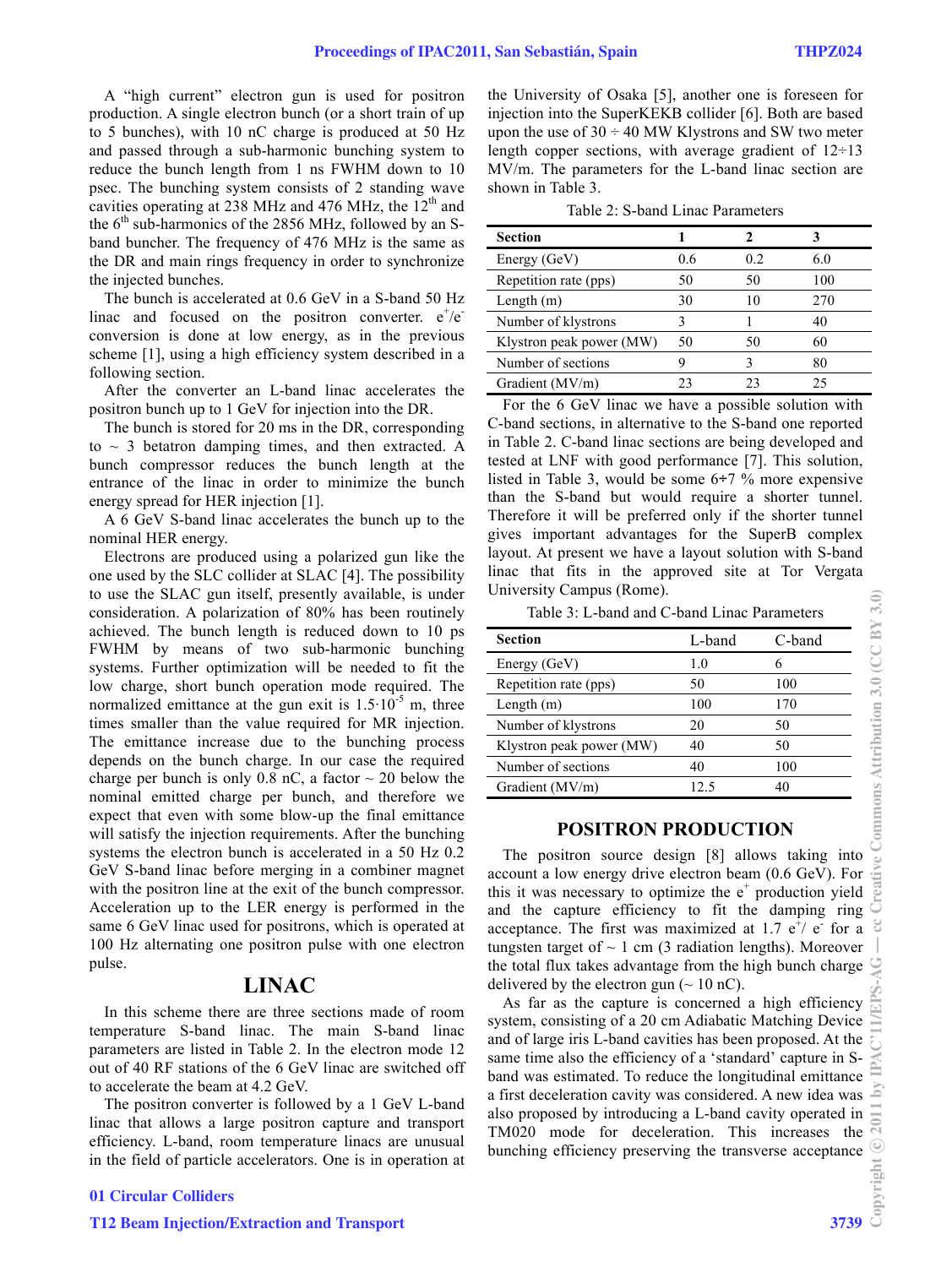A "high current" electron gun is used for positron production. A single electron bunch (or a short train of up to 5 bunches), with 10 nC charge is produced at 50 Hz and passed through a sub-harmonic bunching system to reduce the bunch length from 1 ns FWHM down to 10 psec. The bunching system consists of 2 standing wave cavities operating at 238 MHz and 476 MHz, the 12th and the 6th sub-harmonics of the 2856 MHz, followed by an S-band buncher. The frequency of 476 MHz is the same as the DR and main rings frequency in order to synchronize the injected bunches.

The bunch is accelerated at 0.6 GeV in a S-band 50 Hz linac and focused on the positron converter. $e^+/e^-$ conversion is done at low energy, as in the previous scheme [1], using a high efficiency system described in a following section.

After the converter an L-band linac accelerates the positron bunch up to 1 GeV for injection into the DR.

The bunch is stored for 20 ms in the DR, corresponding to ~ 3 betatron damping times, and then extracted. A bunch compressor reduces the bunch length at the entrance of the linac in order to minimize the bunch energy spread for HER injection [1].

A 6 GeV S-band linac accelerates the bunch up to the nominal HER energy.

Electrons are produced using a polarized gun like the one used by the SLC collider at SLAC [4]. The possibility to use the SLAC gun itself, presently available, is under consideration. A polarization of 80% has been routinely achieved. The bunch length is reduced down to 10 ps FWHM by means of two sub-harmonic bunching systems. Further optimization will be needed to fit the low charge, short bunch operation mode required. The normalized emittance at the gun exit is $1.5\cdot10^{-5}$ m, three times smaller than the value required for MR injection. The emittance increase due to the bunching process depends on the bunch charge. In our case the required charge per bunch is only 0.8 nC, a factor ~ 20 below the nominal emitted charge per bunch, and therefore we expect that even with some blow-up the final emittance will satisfy the injection requirements. After the bunching systems the electron bunch is accelerated in a 50 Hz 0.2 GeV S-band linac before merging in a combiner magnet with the positron line at the exit of the bunch compressor. Acceleration up to the LER energy is performed in the same 6 GeV linac used for positrons, which is operated at 100 Hz alternating one positron pulse with one electron pulse.

## LINAC

In this scheme there are three sections made of room temperature S-band linac. The main S-band linac parameters are listed in Table 2. In the electron mode 12 out of 40 RF stations of the 6 GeV linac are switched off to accelerate the beam at 4.2 GeV.

The positron converter is followed by a 1 GeV L-band linac that allows a large positron capture and transport efficiency. L-band, room temperature linacs are unusual in the field of particle accelerators. One is in operation at the University of Osaka [5], another one is foreseen for injection into the SuperKEKB collider [6]. Both are based upon the use of 30 ÷ 40 MW Klystrons and SW two meter length copper sections, with average gradient of 12÷13 MV/m. The parameters for the L-band linac section are shown in Table 3.

Table 2: S-band Linac Parameters

| Section | 1 | 2 | 3 |
|---|---|---|---|
| Energy (GeV) | 0.6 | 0.2 | 6.0 |
| Repetition rate (pps) | 50 | 50 | 100 |
| Length (m) | 30 | 10 | 270 |
| Number of klystrons | 3 | 1 | 40 |
| Klystron peak power (MW) | 50 | 50 | 60 |
| Number of sections | 9 | 3 | 80 |
| Gradient (MV/m) | 23 | 23 | 25 |

For the 6 GeV linac we have a possible solution with C-band sections, in alternative to the S-band one reported in Table 2. C-band linac sections are being developed and tested at LNF with good performance [7]. This solution, listed in Table 3, would be some 6÷7 % more expensive than the S-band but would require a shorter tunnel. Therefore it will be preferred only if the shorter tunnel gives important advantages for the SuperB complex layout. At present we have a layout solution with S-band linac that fits in the approved site at Tor Vergata University Campus (Rome).

Table 3: L-band and C-band Linac Parameters

| Section | L-band | C-band |
|---|---|---|
| Energy (GeV) | 1.0 | 6 |
| Repetition rate (pps) | 50 | 100 |
| Length (m) | 100 | 170 |
| Number of klystrons | 20 | 50 |
| Klystron peak power (MW) | 40 | 50 |
| Number of sections | 40 | 100 |
| Gradient (MV/m) | 12.5 | 40 |

## POSITRON PRODUCTION

The positron source design [8] allows taking into account a low energy drive electron beam (0.6 GeV). For this it was necessary to optimize the $e^+$ production yield and the capture efficiency to fit the damping ring acceptance. The first was maximized at 1.7 $e^+/e^-$ for a tungsten target of ~ 1 cm (3 radiation lengths). Moreover the total flux takes advantage from the high bunch charge delivered by the electron gun (~ 10 nC).

As far as the capture is concerned a high efficiency system, consisting of a 20 cm Adiabatic Matching Device and of large iris L-band cavities has been proposed. At the same time also the efficiency of a 'standard' capture in S-band was estimated. To reduce the longitudinal emittance a first deceleration cavity was considered. A new idea was also proposed by introducing a L-band cavity operated in TM020 mode for deceleration. This increases the bunching efficiency preserving the transverse acceptance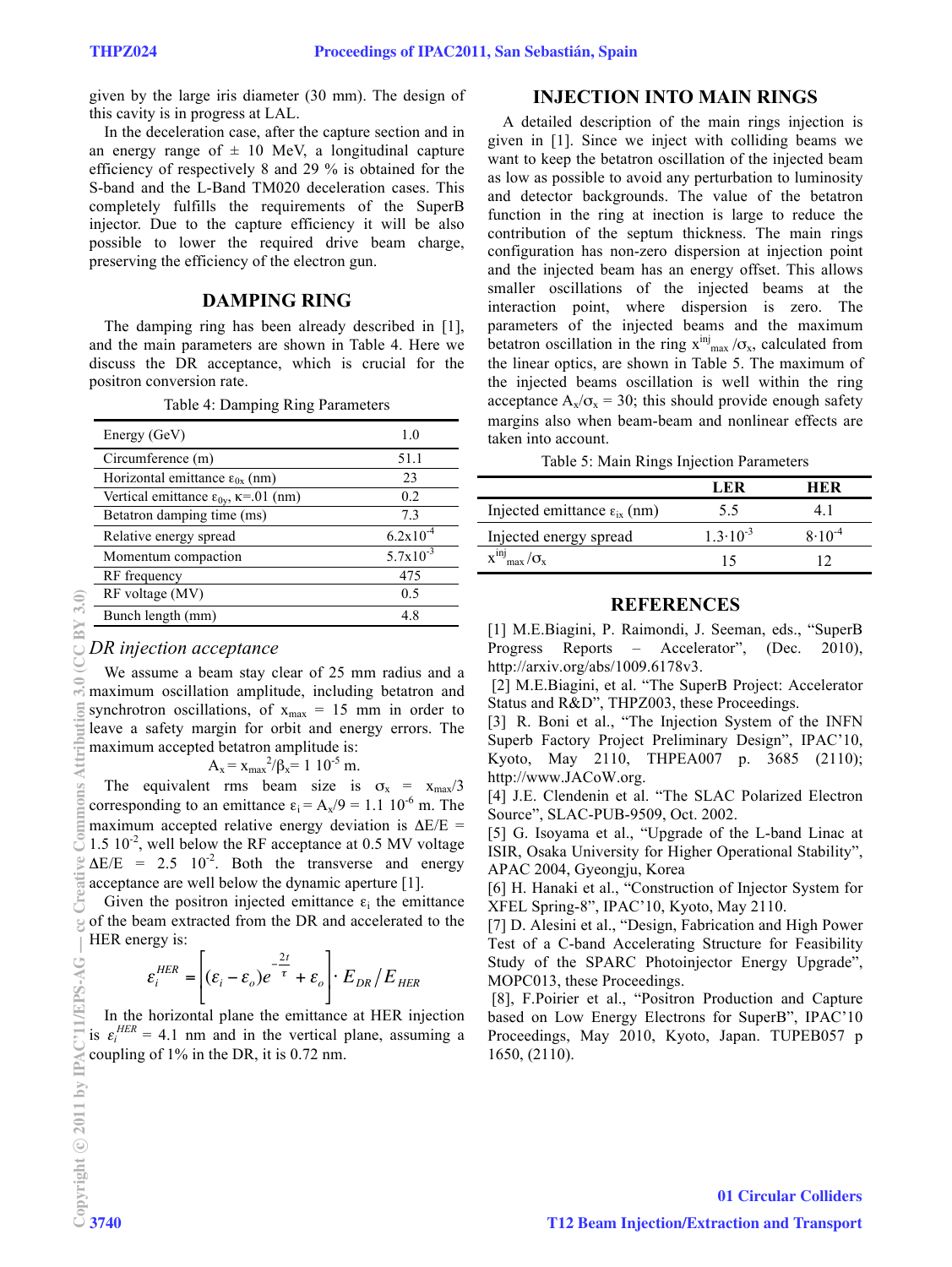given by the large iris diameter (30 mm). The design of this cavity is in progress at LAL.

In the deceleration case, after the capture section and in an energy range of ± 10 MeV, a longitudinal capture efficiency of respectively 8 and 29 % is obtained for the S-band and the L-Band TM020 deceleration cases. This completely fulfills the requirements of the SuperB injector. Due to the capture efficiency it will be also possible to lower the required drive beam charge, preserving the efficiency of the electron gun.

## DAMPING RING

The damping ring has been already described in [1], and the main parameters are shown in Table 4. Here we discuss the DR acceptance, which is crucial for the positron conversion rate.

Table 4: Damping Ring Parameters

| | |
|---|---|
| Energy (GeV) | 1.0 |
| Circumference (m) | 51.1 |
| Horizontal emittance $\varepsilon_{0x}$ (nm) | 23 |
| Vertical emittance $\varepsilon_{0y}$, κ=.01 (nm) | 0.2 |
| Betatron damping time (ms) | 7.3 |
| Relative energy spread | $6.2\mathrm{x}10^{-4}$ |
| Momentum compaction | $5.7\mathrm{x}10^{-3}$ |
| RF frequency | 475 |
| RF voltage (MV) | 0.5 |
| Bunch length (mm) | 4.8 |

### *DR injection acceptance*

We assume a beam stay clear of 25 mm radius and a maximum oscillation amplitude, including betatron and synchrotron oscillations, of $x_{max}$ = 15 mm in order to leave a safety margin for orbit and energy errors. The maximum accepted betatron amplitude is:

$$A_x = x_{max}^2/\beta_x = 1\ 10^{-5}\ \mathrm{m}.$$

The equivalent rms beam size is $\sigma_x = x_{max}/3$ corresponding to an emittance $\varepsilon_i = A_x/9 = 1.1\ 10^{-6}$ m. The maximum accepted relative energy deviation is $\Delta E/E = 1.5\ 10^{-2}$, well below the RF acceptance at 0.5 MV voltage $\Delta E/E = 2.5\ 10^{-2}$. Both the transverse and energy acceptance are well below the dynamic aperture [1].

Given the positron injected emittance $\varepsilon_i$ the emittance of the beam extracted from the DR and accelerated to the HER energy is:

$$\varepsilon_i^{HER} = \left[(\varepsilon_i - \varepsilon_o)e^{-\frac{2t}{\tau}} + \varepsilon_o\right] \cdot E_{DR}/E_{HER}$$

In the horizontal plane the emittance at HER injection is $\varepsilon_i^{HER}$ = 4.1 nm and in the vertical plane, assuming a coupling of 1% in the DR, it is 0.72 nm.

## INJECTION INTO MAIN RINGS

A detailed description of the main rings injection is given in [1]. Since we inject with colliding beams we want to keep the betatron oscillation of the injected beam as low as possible to avoid any perturbation to luminosity and detector backgrounds. The value of the betatron function in the ring at inection is large to reduce the contribution of the septum thickness. The main rings configuration has non-zero dispersion at injection point and the injected beam has an energy offset. This allows smaller oscillations of the injected beams at the interaction point, where dispersion is zero. The parameters of the injected beams and the maximum betatron oscillation in the ring $x^{inj}_{max}/\sigma_x$, calculated from the linear optics, are shown in Table 5. The maximum of the injected beams oscillation is well within the ring acceptance $A_x/\sigma_x$ = 30; this should provide enough safety margins also when beam-beam and nonlinear effects are taken into account.

Table 5: Main Rings Injection Parameters

| | LER | HER |
|---|---|---|
| Injected emittance $\varepsilon_{ix}$ (nm) | 5.5 | 4.1 |
| Injected energy spread | $1.3\cdot10^{-3}$ | $8\cdot10^{-4}$ |
| $x^{inj}_{max}/\sigma_x$ | 15 | 12 |

## REFERENCES

[1] M.E.Biagini, P. Raimondi, J. Seeman, eds., "SuperB Progress Reports – Accelerator", (Dec. 2010), http://arxiv.org/abs/1009.6178v3.

[2] M.E.Biagini, et al. "The SuperB Project: Accelerator Status and R&D", THPZ003, these Proceedings.

[3] R. Boni et al., "The Injection System of the INFN Superb Factory Project Preliminary Design", IPAC'10, Kyoto, May 2110, THPEA007 p. 3685 (2110); http://www.JACoW.org.

[4] J.E. Clendenin et al. "The SLAC Polarized Electron Source", SLAC-PUB-9509, Oct. 2002.

[5] G. Isoyama et al., "Upgrade of the L-band Linac at ISIR, Osaka University for Higher Operational Stability", APAC 2004, Gyeongju, Korea

[6] H. Hanaki et al., "Construction of Injector System for XFEL Spring-8", IPAC'10, Kyoto, May 2110.

[7] D. Alesini et al., "Design, Fabrication and High Power Test of a C-band Accelerating Structure for Feasibility Study of the SPARC Photoinjector Energy Upgrade", MOPC013, these Proceedings.

[8], F.Poirier et al., "Positron Production and Capture based on Low Energy Electrons for SuperB", IPAC'10 Proceedings, May 2010, Kyoto, Japan. TUPEB057 p 1650, (2110).